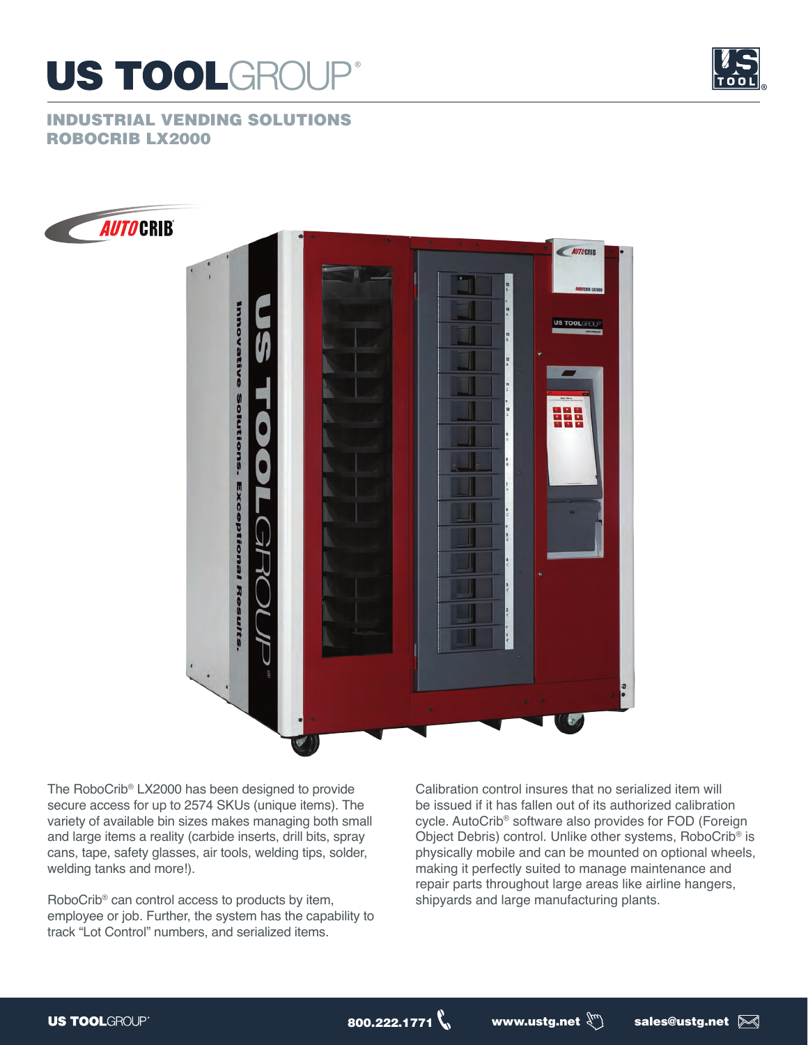# US TOOLGROUP®

## INDUSTRIAL VENDING SOLUTIONS
## ROBOCRIB LX2000

The RoboCrib® LX2000 has been designed to provide secure access for up to 2574 SKUs (unique items). The variety of available bin sizes makes managing both small and large items a reality (carbide inserts, drill bits, spray cans, tape, safety glasses, air tools, welding tips, solder, welding tanks and more!).

RoboCrib® can control access to products by item, employee or job. Further, the system has the capability to track "Lot Control" numbers, and serialized items.

Calibration control insures that no serialized item will be issued if it has fallen out of its authorized calibration cycle. AutoCrib® software also provides for FOD (Foreign Object Debris) control. Unlike other systems, RoboCrib® is physically mobile and can be mounted on optional wheels, making it perfectly suited to manage maintenance and repair parts throughout large areas like airline hangers, shipyards and large manufacturing plants.

US TOOLGROUP® 800.222.1771 www.ustg.net sales@ustg.net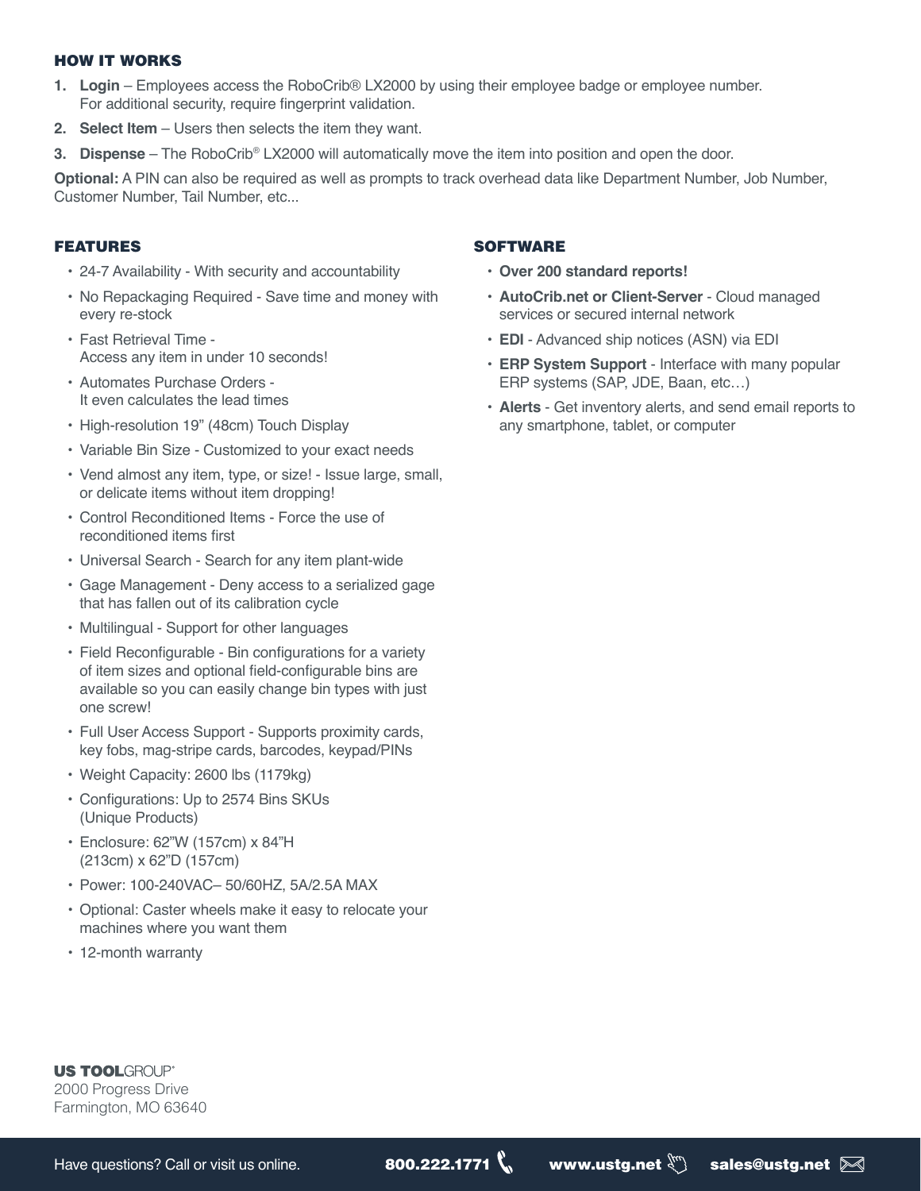## HOW IT WORKS

1. **Login** – Employees access the RoboCrib® LX2000 by using their employee badge or employee number. For additional security, require fingerprint validation.
2. **Select Item** – Users then selects the item they want.
3. **Dispense** – The RoboCrib® LX2000 will automatically move the item into position and open the door.

**Optional:** A PIN can also be required as well as prompts to track overhead data like Department Number, Job Number, Customer Number, Tail Number, etc...

## FEATURES

- 24-7 Availability - With security and accountability
- No Repackaging Required - Save time and money with every re-stock
- Fast Retrieval Time - Access any item in under 10 seconds!
- Automates Purchase Orders - It even calculates the lead times
- High-resolution 19” (48cm) Touch Display
- Variable Bin Size - Customized to your exact needs
- Vend almost any item, type, or size! - Issue large, small, or delicate items without item dropping!
- Control Reconditioned Items - Force the use of reconditioned items first
- Universal Search - Search for any item plant-wide
- Gage Management - Deny access to a serialized gage that has fallen out of its calibration cycle
- Multilingual - Support for other languages
- Field Reconfigurable - Bin configurations for a variety of item sizes and optional field-configurable bins are available so you can easily change bin types with just one screw!
- Full User Access Support - Supports proximity cards, key fobs, mag-stripe cards, barcodes, keypad/PINs
- Weight Capacity: 2600 lbs (1179kg)
- Configurations: Up to 2574 Bins SKUs (Unique Products)
- Enclosure: 62”W (157cm) x 84”H (213cm) x 62”D (157cm)
- Power: 100-240VAC– 50/60HZ, 5A/2.5A MAX
- Optional: Caster wheels make it easy to relocate your machines where you want them
- 12-month warranty

## SOFTWARE

- **Over 200 standard reports!**
- **AutoCrib.net or Client-Server** - Cloud managed services or secured internal network
- **EDI** - Advanced ship notices (ASN) via EDI
- **ERP System Support** - Interface with many popular ERP systems (SAP, JDE, Baan, etc…)
- **Alerts** - Get inventory alerts, and send email reports to any smartphone, tablet, or computer

**US TOOL**GROUP®
2000 Progress Drive
Farmington, MO 63640

Have questions? Call or visit us online. **800.222.1771** **www.ustg.net** **sales@ustg.net**